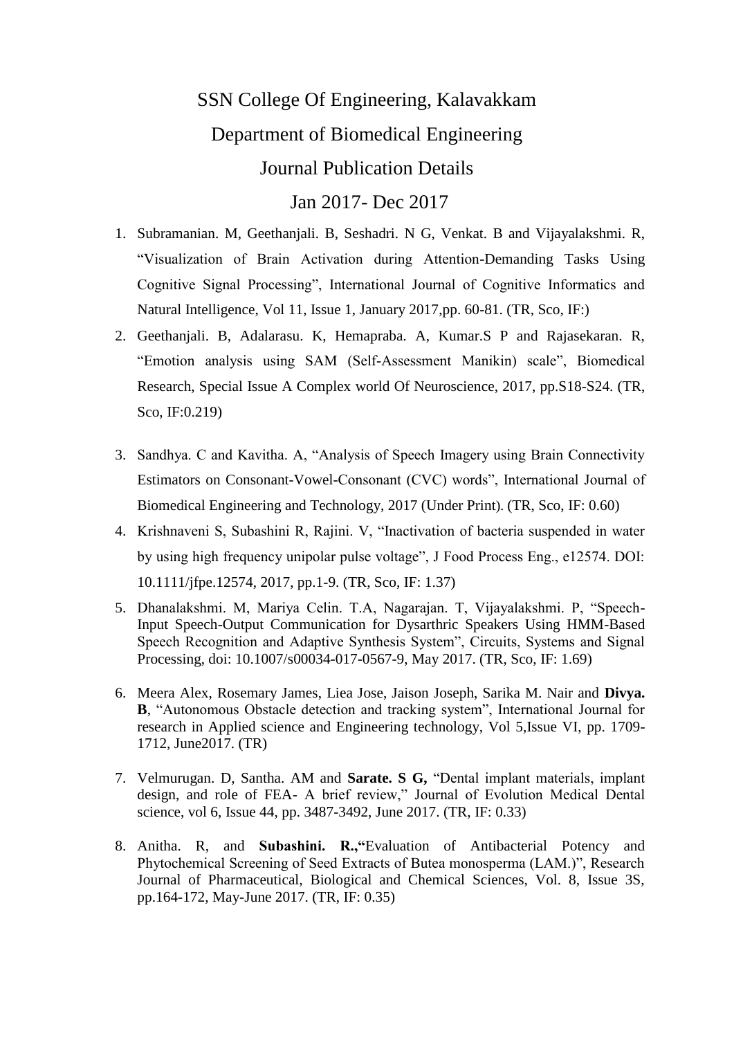# SSN College Of Engineering, Kalavakkam

## Department of Biomedical Engineering

## Journal Publication Details

## Jan 2017- Dec 2017

1. Subramanian. M, Geethanjali. B, Seshadri. N G, Venkat. B and Vijayalakshmi. R, "Visualization of Brain Activation during Attention-Demanding Tasks Using Cognitive Signal Processing", International Journal of Cognitive Informatics and Natural Intelligence, Vol 11, Issue 1, January 2017,pp. 60-81. (TR, Sco, IF:)
2. Geethanjali. B, Adalarasu. K, Hemapraba. A, Kumar.S P and Rajasekaran. R, "Emotion analysis using SAM (Self-Assessment Manikin) scale", Biomedical Research, Special Issue A Complex world Of Neuroscience, 2017, pp.S18-S24. (TR, Sco, IF:0.219)
3. Sandhya. C and Kavitha. A, "Analysis of Speech Imagery using Brain Connectivity Estimators on Consonant-Vowel-Consonant (CVC) words", International Journal of Biomedical Engineering and Technology, 2017 (Under Print). (TR, Sco, IF: 0.60)
4. Krishnaveni S, Subashini R, Rajini. V, "Inactivation of bacteria suspended in water by using high frequency unipolar pulse voltage", J Food Process Eng., e12574. DOI: 10.1111/jfpe.12574, 2017, pp.1-9. (TR, Sco, IF: 1.37)
5. Dhanalakshmi. M, Mariya Celin. T.A, Nagarajan. T, Vijayalakshmi. P, "Speech-Input Speech-Output Communication for Dysarthric Speakers Using HMM-Based Speech Recognition and Adaptive Synthesis System", Circuits, Systems and Signal Processing, doi: 10.1007/s00034-017-0567-9, May 2017. (TR, Sco, IF: 1.69)
6. Meera Alex, Rosemary James, Liea Jose, Jaison Joseph, Sarika M. Nair and **Divya. B**, "Autonomous Obstacle detection and tracking system", International Journal for research in Applied science and Engineering technology, Vol 5,Issue VI, pp. 1709-1712, June2017. (TR)
7. Velmurugan. D, Santha. AM and **Sarate. S G,** "Dental implant materials, implant design, and role of FEA- A brief review," Journal of Evolution Medical Dental science, vol 6, Issue 44, pp. 3487-3492, June 2017. (TR, IF: 0.33)
8. Anitha. R, and **Subashini. R.,**"Evaluation of Antibacterial Potency and Phytochemical Screening of Seed Extracts of Butea monosperma (LAM.)", Research Journal of Pharmaceutical, Biological and Chemical Sciences, Vol. 8, Issue 3S, pp.164-172, May-June 2017. (TR, IF: 0.35)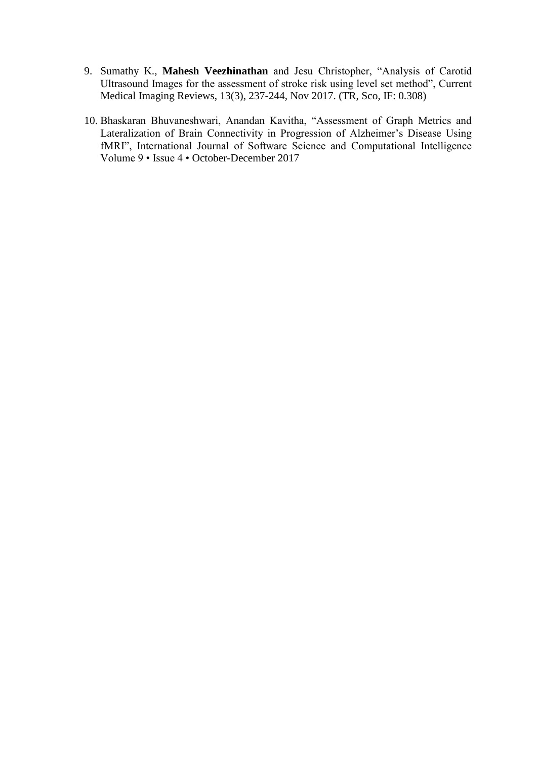9. Sumathy K., **Mahesh Veezhinathan** and Jesu Christopher, “Analysis of Carotid Ultrasound Images for the assessment of stroke risk using level set method”, Current Medical Imaging Reviews, 13(3), 237-244, Nov 2017. (TR, Sco, IF: 0.308)

10. Bhaskaran Bhuvaneshwari, Anandan Kavitha, “Assessment of Graph Metrics and Lateralization of Brain Connectivity in Progression of Alzheimer’s Disease Using fMRI”, International Journal of Software Science and Computational Intelligence Volume 9 • Issue 4 • October-December 2017